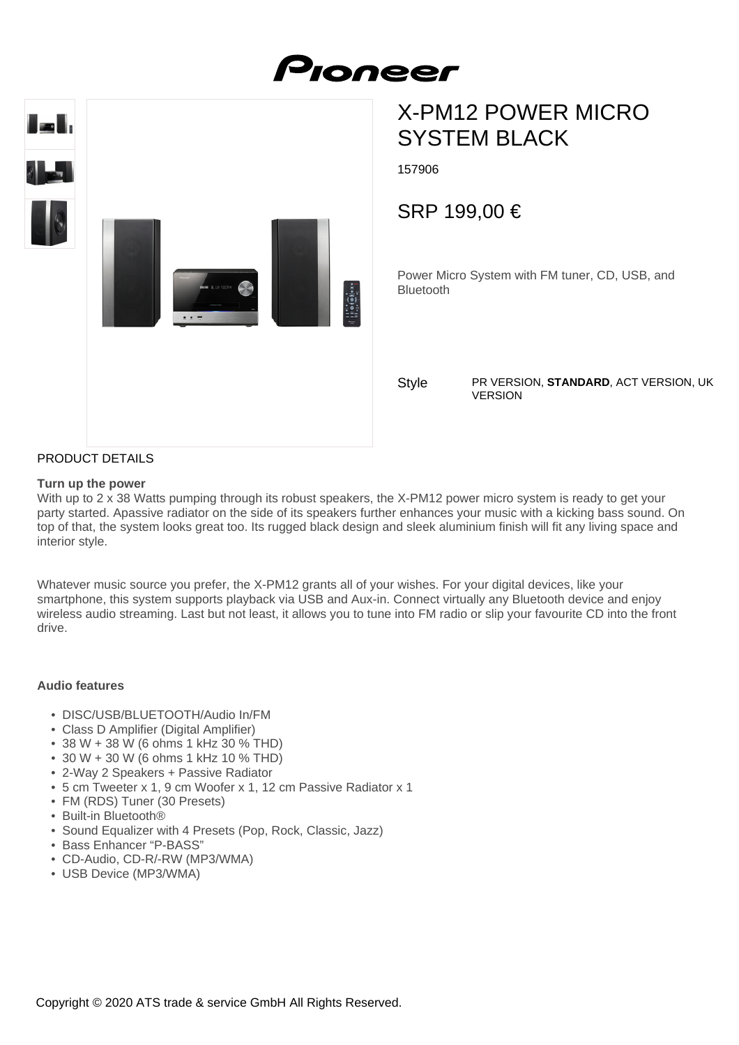Pioneer

# X-PM12 POWER MICRO SYSTEM BLACK

157906

## SRP 199,00 €

Power Micro System with FM tuner, CD, USB, and Bluetooth

Style PR VERSION, **STANDARD**, ACT VERSION, UK VERSION

PRODUCT DETAILS

**Turn up the power**

With up to 2 x 38 Watts pumping through its robust speakers, the X-PM12 power micro system is ready to get your party started. Apassive radiator on the side of its speakers further enhances your music with a kicking bass sound. On top of that, the system looks great too. Its rugged black design and sleek aluminium finish will fit any living space and interior style.

Whatever music source you prefer, the X-PM12 grants all of your wishes. For your digital devices, like your smartphone, this system supports playback via USB and Aux-in. Connect virtually any Bluetooth device and enjoy wireless audio streaming. Last but not least, it allows you to tune into FM radio or slip your favourite CD into the front drive.

**Audio features**

- DISC/USB/BLUETOOTH/Audio In/FM
- Class D Amplifier (Digital Amplifier)
- 38 W + 38 W (6 ohms 1 kHz 30 % THD)
- 30 W + 30 W (6 ohms 1 kHz 10 % THD)
- 2-Way 2 Speakers + Passive Radiator
- 5 cm Tweeter x 1, 9 cm Woofer x 1, 12 cm Passive Radiator x 1
- FM (RDS) Tuner (30 Presets)
- Built-in Bluetooth®
- Sound Equalizer with 4 Presets (Pop, Rock, Classic, Jazz)
- Bass Enhancer “P-BASS”
- CD-Audio, CD-R/-RW (MP3/WMA)
- USB Device (MP3/WMA)

Copyright © 2020 ATS trade & service GmbH All Rights Reserved.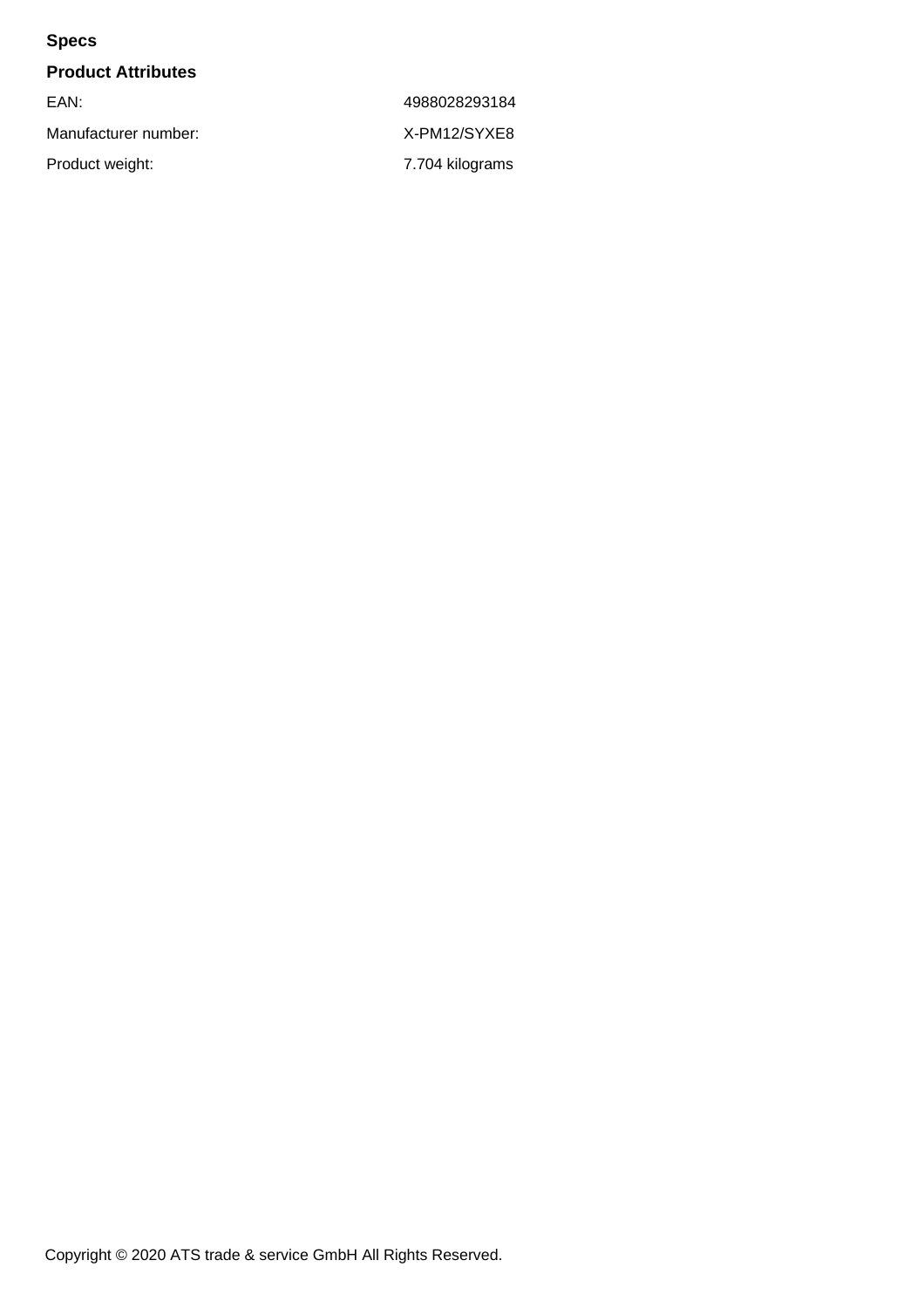## Specs

### Product Attributes

| | |
|---|---|
| EAN: | 4988028293184 |
| Manufacturer number: | X-PM12/SYXE8 |
| Product weight: | 7.704 kilograms |

Copyright © 2020 ATS trade & service GmbH All Rights Reserved.